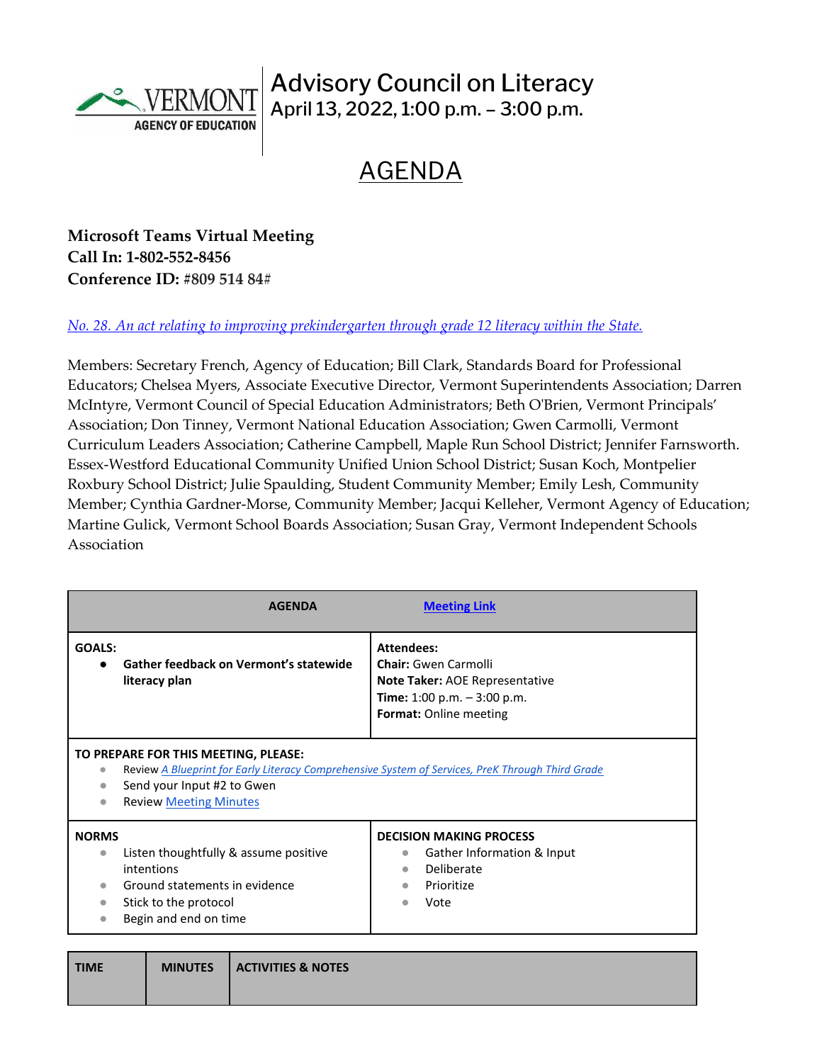# Advisory Council on Literacy

April 13, 2022, 1:00 p.m. – 3:00 p.m.

## AGENDA

**Microsoft Teams Virtual Meeting**
**Call In: 1-802-552-8456**
**Conference ID: #809 514 84#**

*No. 28. An act relating to improving prekindergarten through grade 12 literacy within the State.*

Members: Secretary French, Agency of Education; Bill Clark, Standards Board for Professional Educators; Chelsea Myers, Associate Executive Director, Vermont Superintendents Association; Darren McIntyre, Vermont Council of Special Education Administrators; Beth O'Brien, Vermont Principals' Association; Don Tinney, Vermont National Education Association; Gwen Carmolli, Vermont Curriculum Leaders Association; Catherine Campbell, Maple Run School District; Jennifer Farnsworth. Essex-Westford Educational Community Unified Union School District; Susan Koch, Montpelier Roxbury School District; Julie Spaulding, Student Community Member; Emily Lesh, Community Member; Cynthia Gardner-Morse, Community Member; Jacqui Kelleher, Vermont Agency of Education; Martine Gulick, Vermont School Boards Association; Susan Gray, Vermont Independent Schools Association

| AGENDA | Meeting Link |
|---|---|
| **GOALS:**<br>● **Gather feedback on Vermont's statewide literacy plan** | **Attendees:**<br>**Chair:** Gwen Carmolli<br>**Note Taker:** AOE Representative<br>**Time:** 1:00 p.m. – 3:00 p.m.<br>**Format:** Online meeting |
| **TO PREPARE FOR THIS MEETING, PLEASE:**<br>● Review *A Blueprint for Early Literacy Comprehensive System of Services, PreK Through Third Grade*<br>● Send your Input #2 to Gwen<br>● Review Meeting Minutes | |
| **NORMS**<br>● Listen thoughtfully & assume positive intentions<br>● Ground statements in evidence<br>● Stick to the protocol<br>● Begin and end on time | **DECISION MAKING PROCESS**<br>● Gather Information & Input<br>● Deliberate<br>● Prioritize<br>● Vote |

| TIME | MINUTES | ACTIVITIES & NOTES |
|---|---|---|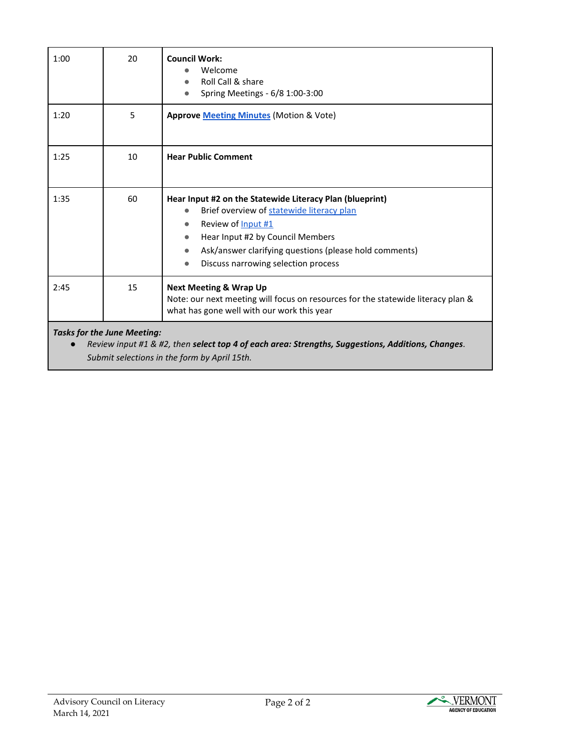| | | |
|---|---|---|
| 1:00 | 20 | **Council Work:**<br>● Welcome<br>● Roll Call & share<br>● Spring Meetings - 6/8 1:00-3:00 |
| 1:20 | 5 | **Approve Meeting Minutes** (Motion & Vote) |
| 1:25 | 10 | **Hear Public Comment** |
| 1:35 | 60 | **Hear Input #2 on the Statewide Literacy Plan (blueprint)**<br>● Brief overview of statewide literacy plan<br>● Review of Input #1<br>● Hear Input #2 by Council Members<br>● Ask/answer clarifying questions (please hold comments)<br>● Discuss narrowing selection process |
| 2:45 | 15 | **Next Meeting & Wrap Up**<br>Note: our next meeting will focus on resources for the statewide literacy plan & what has gone well with our work this year |

***Tasks for the June Meeting:***

- *Review input #1 & #2, then* ***select top 4 of each area: Strengths, Suggestions, Additions, Changes****. Submit selections in the form by April 15th.*